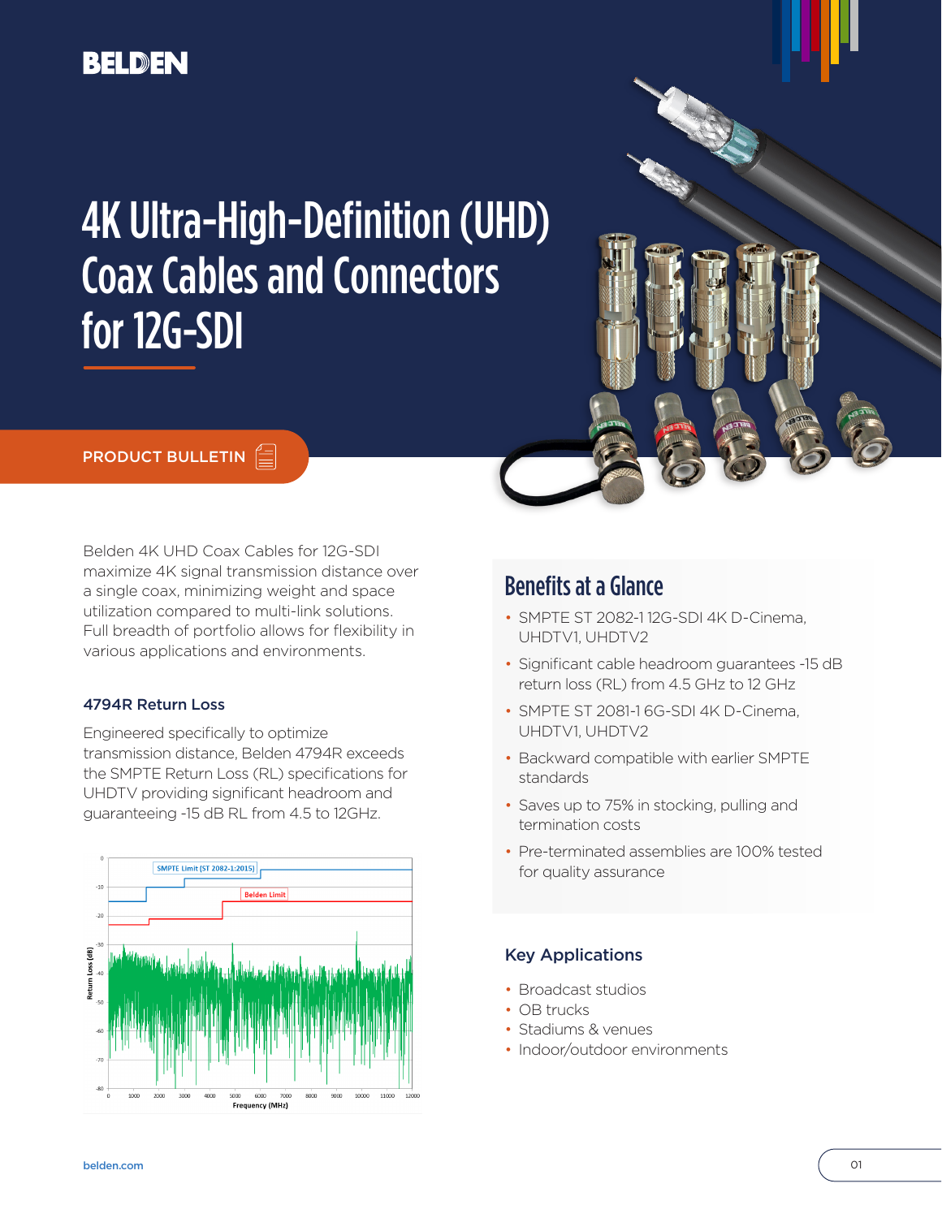# 4K Ultra-High-Definition (UHD) Coax Cables and Connectors for 12G-SDI

PRODUCT BULLETIN

Belden 4K UHD Coax Cables for 12G-SDI maximize 4K signal transmission distance over a single coax, minimizing weight and space utilization compared to multi-link solutions. Full breadth of portfolio allows for flexibility in various applications and environments.

### 4794R Return Loss

Engineered specifically to optimize transmission distance, Belden 4794R exceeds the SMPTE Return Loss (RL) specifications for UHDTV providing significant headroom and guaranteeing -15 dB RL from 4.5 to 12GHz.

## Benefits at a Glance

- SMPTE ST 2082-1 12G-SDI 4K D-Cinema, UHDTV1, UHDTV2
- Significant cable headroom guarantees -15 dB return loss (RL) from 4.5 GHz to 12 GHz
- SMPTE ST 2081-1 6G-SDI 4K D-Cinema, UHDTV1, UHDTV2
- Backward compatible with earlier SMPTE standards
- Saves up to 75% in stocking, pulling and termination costs
- Pre-terminated assemblies are 100% tested for quality assurance

### Key Applications

- Broadcast studios
- OB trucks
- Stadiums & venues
- Indoor/outdoor environments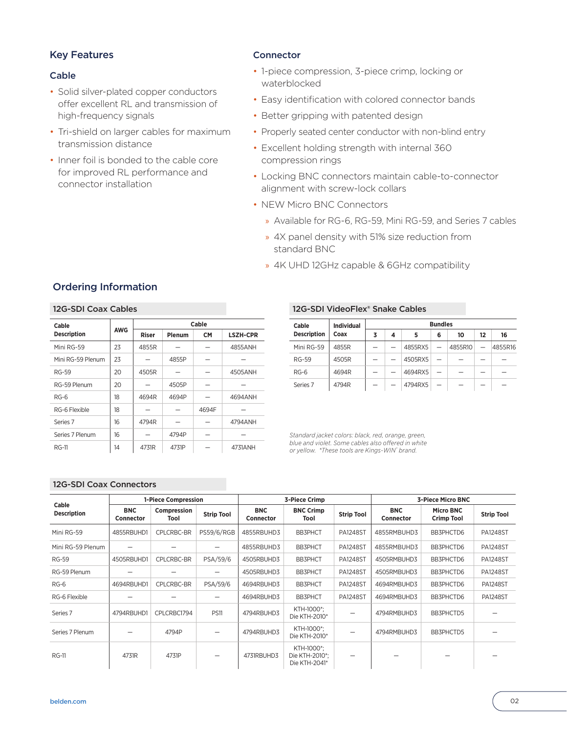## Key Features

### Cable

- Solid silver-plated copper conductors offer excellent RL and transmission of high-frequency signals
- Tri-shield on larger cables for maximum transmission distance
- Inner foil is bonded to the cable core for improved RL performance and connector installation

### Connector

- 1-piece compression, 3-piece crimp, locking or waterblocked
- Easy identification with colored connector bands
- Better gripping with patented design
- Properly seated center conductor with non-blind entry
- Excellent holding strength with internal 360 compression rings
- Locking BNC connectors maintain cable-to-connector alignment with screw-lock collars
- NEW Micro BNC Connectors
  - Available for RG-6, RG-59, Mini RG-59, and Series 7 cables
  - 4X panel density with 51% size reduction from standard BNC
  - 4K UHD 12GHz capable & 6GHz compatibility

## Ordering Information

### 12G-SDI Coax Cables

| Cable Description | AWG | Cable | | | |
|---|---|---|---|---|---|
| | | Riser | Plenum | CM | LSZH-CPR |
| Mini RG-59 | 23 | 4855R | — | — | 4855ANH |
| Mini RG-59 Plenum | 23 | — | 4855P | — | — |
| RG-59 | 20 | 4505R | — | — | 4505ANH |
| RG-59 Plenum | 20 | — | 4505P | — | — |
| RG-6 | 18 | 4694R | 4694P | — | 4694ANH |
| RG-6 Flexible | 18 | — | — | 4694F | — |
| Series 7 | 16 | 4794R | — | — | 4794ANH |
| Series 7 Plenum | 16 | — | 4794P | — | — |
| RG-11 | 14 | 4731R | 4731P | — | 4731ANH |

### 12G-SDI VideoFlex® Snake Cables

| Cable Description | Individual Coax | Bundles | | | | | | |
|---|---|---|---|---|---|---|---|---|
| | | 3 | 4 | 5 | 6 | 10 | 12 | 16 |
| Mini RG-59 | 4855R | — | — | 4855RX5 | — | 4855R10 | — | 4855R16 |
| RG-59 | 4505R | — | — | 4505RX5 | — | — | — | — |
| RG-6 | 4694R | — | — | 4694RX5 | — | — | — | — |
| Series 7 | 4794R | — | — | 4794RX5 | — | — | — | — |

*Standard jacket colors: black, red, orange, green, blue and violet. Some cables also offered in white or yellow. \*These tools are Kings-WIN® brand.*

### 12G-SDI Coax Connectors

| Cable Description | 1-Piece Compression | | | 3-Piece Crimp | | | 3-Piece Micro BNC | | |
|---|---|---|---|---|---|---|---|---|---|
| | BNC Connector | Compression Tool | Strip Tool | BNC Connector | BNC Crimp Tool | Strip Tool | BNC Connector | Micro BNC Crimp Tool | Strip Tool |
| Mini RG-59 | 4855RBUHD1 | CPLCRBC-BR | PS59/6/RGB | 4855RBUHD3 | BB3PHCT | PA1248ST | 4855RMBUHD3 | BB3PHCTD6 | PA1248ST |
| Mini RG-59 Plenum | — | — | — | 4855RBUHD3 | BB3PHCT | PA1248ST | 4855RMBUHD3 | BB3PHCTD6 | PA1248ST |
| RG-59 | 4505RBUHD1 | CPLCRBC-BR | PSA/59/6 | 4505RBUHD3 | BB3PHCT | PA1248ST | 4505RMBUHD3 | BB3PHCTD6 | PA1248ST |
| RG-59 Plenum | — | — | — | 4505RBUHD3 | BB3PHCT | PA1248ST | 4505RMBUHD3 | BB3PHCTD6 | PA1248ST |
| RG-6 | 4694RBUHD1 | CPLCRBC-BR | PSA/59/6 | 4694RBUHD3 | BB3PHCT | PA1248ST | 4694RMBUHD3 | BB3PHCTD6 | PA1248ST |
| RG-6 Flexible | — | — | — | 4694RBUHD3 | BB3PHCT | PA1248ST | 4694RMBUHD3 | BB3PHCTD6 | PA1248ST |
| Series 7 | 4794RBUHD1 | CPLCRBC1794 | PS11 | 4794RBUHD3 | KTH-1000*; Die KTH-2010* | — | 4794RMBUHD3 | BB3PHCTD5 | — |
| Series 7 Plenum | — | 4794P | — | 4794RBUHD3 | KTH-1000*; Die KTH-2010* | — | 4794RMBUHD3 | BB3PHCTD5 | — |
| RG-11 | 4731R | 4731P | — | 4731RBUHD3 | KTH-1000*; Die KTH-2010*; Die KTH-2041* | — | — | — | — |

belden.com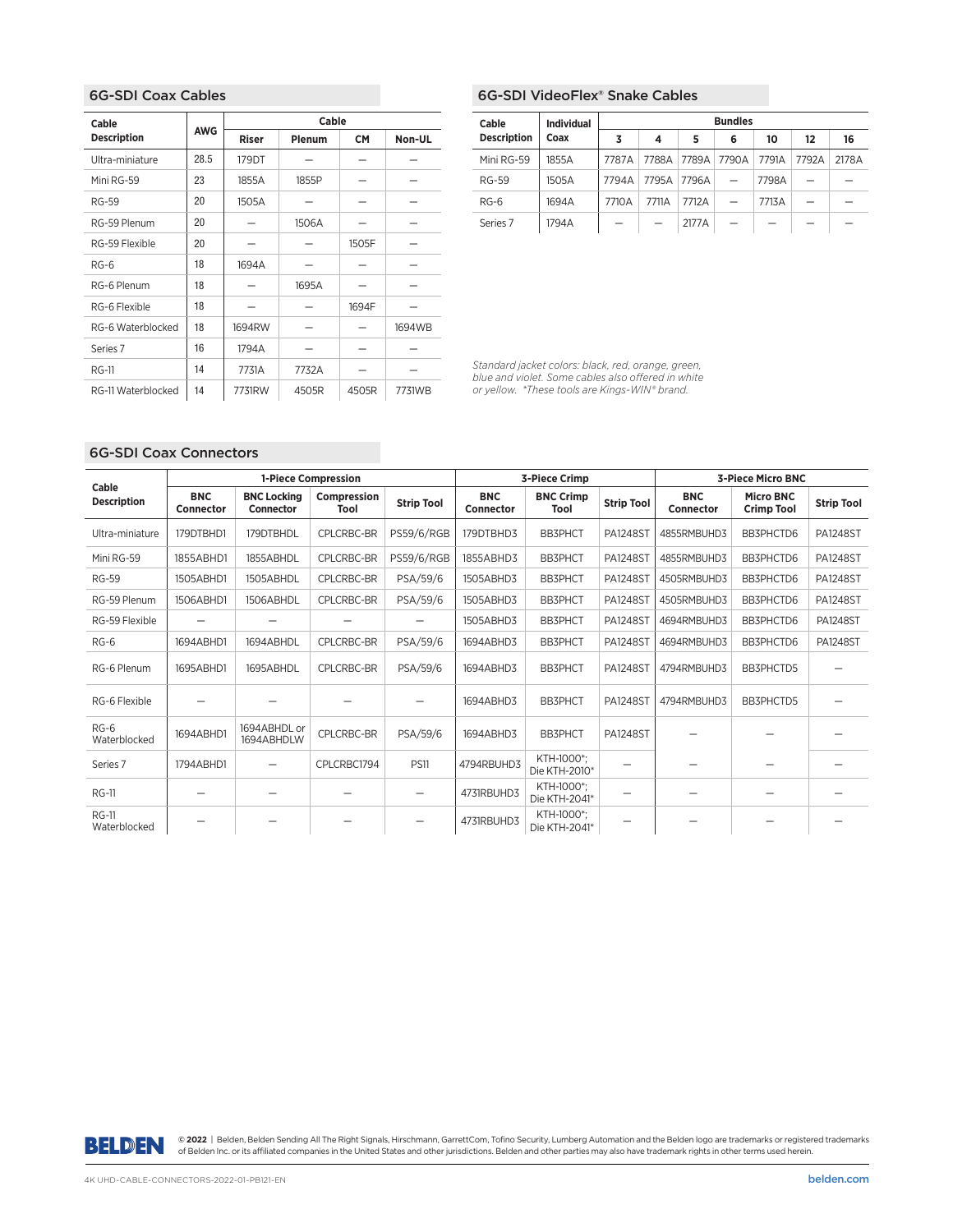## 6G-SDI Coax Cables

| Cable Description | AWG | Cable | | | |
|---|---|---|---|---|---|
| | | Riser | Plenum | CM | Non-UL |
| Ultra-miniature | 28.5 | 179DT | — | — | — |
| Mini RG-59 | 23 | 1855A | 1855P | — | — |
| RG-59 | 20 | 1505A | — | — | — |
| RG-59 Plenum | 20 | — | 1506A | — | — |
| RG-59 Flexible | 20 | — | — | 1505F | — |
| RG-6 | 18 | 1694A | — | — | — |
| RG-6 Plenum | 18 | — | 1695A | — | — |
| RG-6 Flexible | 18 | — | — | 1694F | — |
| RG-6 Waterblocked | 18 | 1694RW | — | — | 1694WB |
| Series 7 | 16 | 1794A | — | — | — |
| RG-11 | 14 | 7731A | 7732A | — | — |
| RG-11 Waterblocked | 14 | 7731RW | 4505R | 4505R | 7731WB |

## 6G-SDI VideoFlex® Snake Cables

| Cable Description | Individual Coax | Bundles | | | | | | |
|---|---|---|---|---|---|---|---|---|
| | | 3 | 4 | 5 | 6 | 10 | 12 | 16 |
| Mini RG-59 | 1855A | 7787A | 7788A | 7789A | 7790A | 7791A | 7792A | 2178A |
| RG-59 | 1505A | 7794A | 7795A | 7796A | — | 7798A | — | — |
| RG-6 | 1694A | 7710A | 7711A | 7712A | — | 7713A | — | — |
| Series 7 | 1794A | — | — | 2177A | — | — | — | — |

*Standard jacket colors: black, red, orange, green, blue and violet. Some cables also offered in white or yellow. \*These tools are Kings-WIN® brand.*

## 6G-SDI Coax Connectors

| Cable Description | 1-Piece Compression | | | | 3-Piece Crimp | | | 3-Piece Micro BNC | | |
|---|---|---|---|---|---|---|---|---|---|---|
| | BNC Connector | BNC Locking Connector | Compression Tool | Strip Tool | BNC Connector | BNC Crimp Tool | Strip Tool | BNC Connector | Micro BNC Crimp Tool | Strip Tool |
| Ultra-miniature | 179DTBHD1 | 179DTBHDL | CPLCRBC-BR | PS59/6/RGB | 179DTBHD3 | BB3PHCT | PA1248ST | 4855RMBUHD3 | BB3PHCTD6 | PA1248ST |
| Mini RG-59 | 1855ABHD1 | 1855ABHDL | CPLCRBC-BR | PS59/6/RGB | 1855ABHD3 | BB3PHCT | PA1248ST | 4855RMBUHD3 | BB3PHCTD6 | PA1248ST |
| RG-59 | 1505ABHD1 | 1505ABHDL | CPLCRBC-BR | PSA/59/6 | 1505ABHD3 | BB3PHCT | PA1248ST | 4505RMBUHD3 | BB3PHCTD6 | PA1248ST |
| RG-59 Plenum | 1506ABHD1 | 1506ABHDL | CPLCRBC-BR | PSA/59/6 | 1505ABHD3 | BB3PHCT | PA1248ST | 4505RMBUHD3 | BB3PHCTD6 | PA1248ST |
| RG-59 Flexible | — | — | — | — | 1505ABHD3 | BB3PHCT | PA1248ST | 4694RMBUHD3 | BB3PHCTD6 | PA1248ST |
| RG-6 | 1694ABHD1 | 1694ABHDL | CPLCRBC-BR | PSA/59/6 | 1694ABHD3 | BB3PHCT | PA1248ST | 4694RMBUHD3 | BB3PHCTD6 | PA1248ST |
| RG-6 Plenum | 1695ABHD1 | 1695ABHDL | CPLCRBC-BR | PSA/59/6 | 1694ABHD3 | BB3PHCT | PA1248ST | 4794RMBUHD3 | BB3PHCTD5 | — |
| RG-6 Flexible | — | — | — | — | 1694ABHD3 | BB3PHCT | PA1248ST | 4794RMBUHD3 | BB3PHCTD5 | — |
| RG-6 Waterblocked | 1694ABHD1 | 1694ABHDL or 1694ABHDLW | CPLCRBC-BR | PSA/59/6 | 1694ABHD3 | BB3PHCT | PA1248ST | — | — | — |
| Series 7 | 1794ABHD1 | — | CPLCRBC1794 | PS11 | 4794RBUHD3 | KTH-1000*; Die KTH-2010* | — | — | — | — |
| RG-11 | — | — | — | — | 4731RBUHD3 | KTH-1000*; Die KTH-2041* | — | — | — | — |
| RG-11 Waterblocked | — | — | — | — | 4731RBUHD3 | KTH-1000*; Die KTH-2041* | — | — | — | — |

BELDEN

© **2022** | Belden, Belden Sending All The Right Signals, Hirschmann, GarrettCom, Tofino Security, Lumberg Automation and the Belden logo are trademarks or registered trademarks of Belden Inc. or its affiliated companies in the United States and other jurisdictions. Belden and other parties may also have trademark rights in other terms used herein.

4K UHD-CABLE-CONNECTORS-2022-01-PB121-EN

belden.com